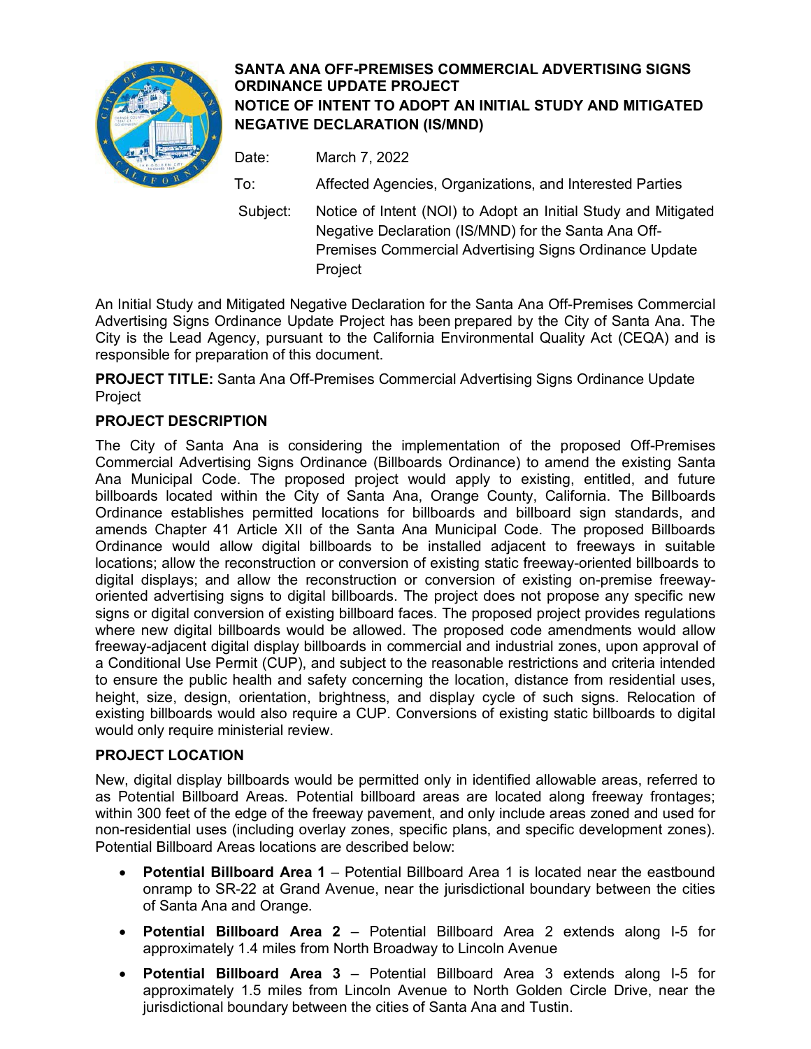# SANTA ANA OFF-PREMISES COMMERCIAL ADVERTISING SIGNS ORDINANCE UPDATE PROJECT

## NOTICE OF INTENT TO ADOPT AN INITIAL STUDY AND MITIGATED NEGATIVE DECLARATION (IS/MND)

Date: March 7, 2022

To: Affected Agencies, Organizations, and Interested Parties

Subject: Notice of Intent (NOI) to Adopt an Initial Study and Mitigated Negative Declaration (IS/MND) for the Santa Ana Off-Premises Commercial Advertising Signs Ordinance Update Project

An Initial Study and Mitigated Negative Declaration for the Santa Ana Off-Premises Commercial Advertising Signs Ordinance Update Project has been prepared by the City of Santa Ana. The City is the Lead Agency, pursuant to the California Environmental Quality Act (CEQA) and is responsible for preparation of this document.

**PROJECT TITLE:** Santa Ana Off-Premises Commercial Advertising Signs Ordinance Update Project

**PROJECT DESCRIPTION**

The City of Santa Ana is considering the implementation of the proposed Off-Premises Commercial Advertising Signs Ordinance (Billboards Ordinance) to amend the existing Santa Ana Municipal Code. The proposed project would apply to existing, entitled, and future billboards located within the City of Santa Ana, Orange County, California. The Billboards Ordinance establishes permitted locations for billboards and billboard sign standards, and amends Chapter 41 Article XII of the Santa Ana Municipal Code. The proposed Billboards Ordinance would allow digital billboards to be installed adjacent to freeways in suitable locations; allow the reconstruction or conversion of existing static freeway-oriented billboards to digital displays; and allow the reconstruction or conversion of existing on-premise freeway-oriented advertising signs to digital billboards. The project does not propose any specific new signs or digital conversion of existing billboard faces. The proposed project provides regulations where new digital billboards would be allowed. The proposed code amendments would allow freeway-adjacent digital display billboards in commercial and industrial zones, upon approval of a Conditional Use Permit (CUP), and subject to the reasonable restrictions and criteria intended to ensure the public health and safety concerning the location, distance from residential uses, height, size, design, orientation, brightness, and display cycle of such signs. Relocation of existing billboards would also require a CUP. Conversions of existing static billboards to digital would only require ministerial review.

**PROJECT LOCATION**

New, digital display billboards would be permitted only in identified allowable areas, referred to as Potential Billboard Areas. Potential billboard areas are located along freeway frontages; within 300 feet of the edge of the freeway pavement, and only include areas zoned and used for non-residential uses (including overlay zones, specific plans, and specific development zones). Potential Billboard Areas locations are described below:

- **Potential Billboard Area 1** – Potential Billboard Area 1 is located near the eastbound onramp to SR-22 at Grand Avenue, near the jurisdictional boundary between the cities of Santa Ana and Orange.
- **Potential Billboard Area 2** – Potential Billboard Area 2 extends along I-5 for approximately 1.4 miles from North Broadway to Lincoln Avenue
- **Potential Billboard Area 3** – Potential Billboard Area 3 extends along I-5 for approximately 1.5 miles from Lincoln Avenue to North Golden Circle Drive, near the jurisdictional boundary between the cities of Santa Ana and Tustin.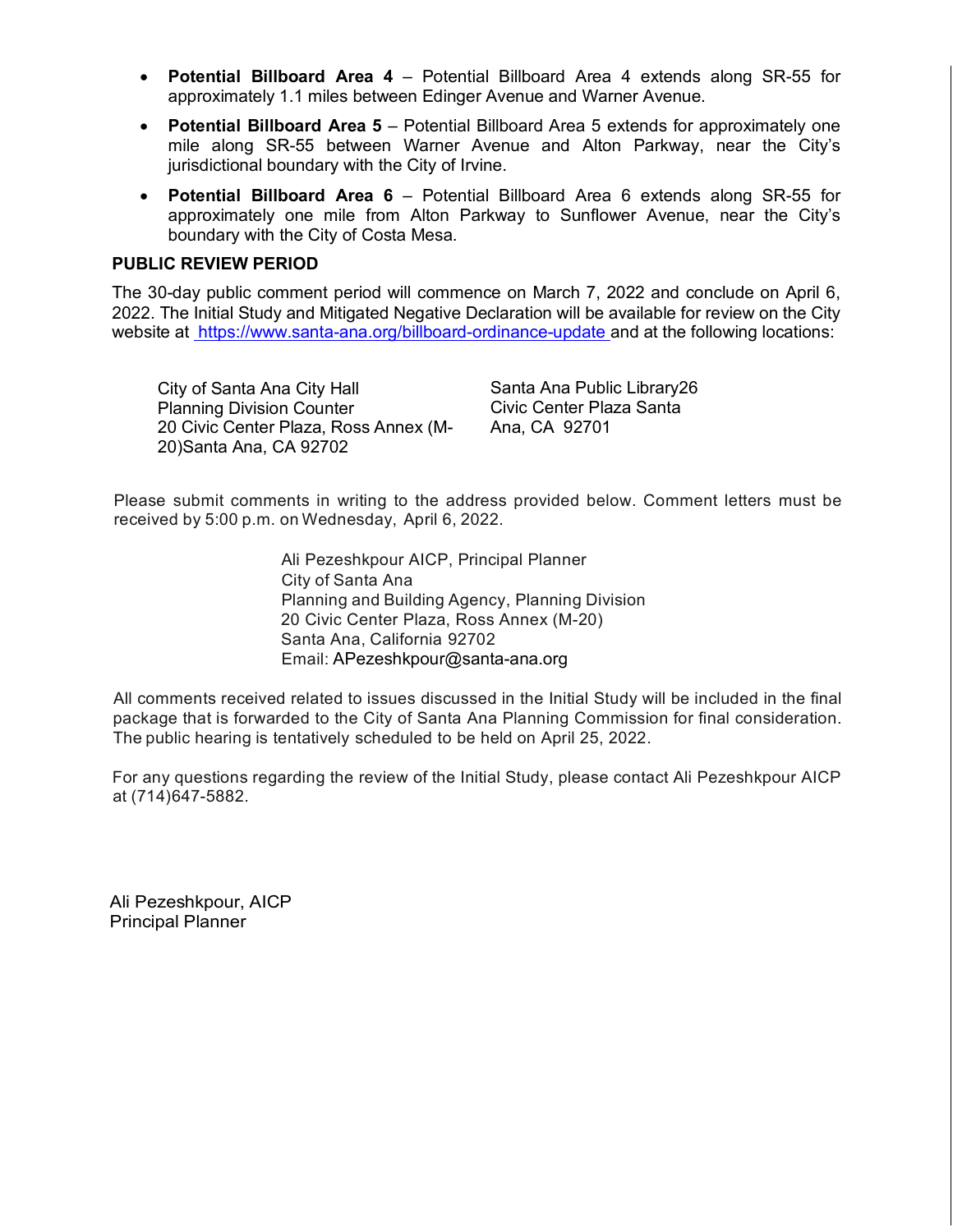- **Potential Billboard Area 4** – Potential Billboard Area 4 extends along SR-55 for approximately 1.1 miles between Edinger Avenue and Warner Avenue.
- **Potential Billboard Area 5** – Potential Billboard Area 5 extends for approximately one mile along SR-55 between Warner Avenue and Alton Parkway, near the City's jurisdictional boundary with the City of Irvine.
- **Potential Billboard Area 6** – Potential Billboard Area 6 extends along SR-55 for approximately one mile from Alton Parkway to Sunflower Avenue, near the City's boundary with the City of Costa Mesa.

**PUBLIC REVIEW PERIOD**

The 30-day public comment period will commence on March 7, 2022 and conclude on April 6, 2022. The Initial Study and Mitigated Negative Declaration will be available for review on the City website at https://www.santa-ana.org/billboard-ordinance-update and at the following locations:

City of Santa Ana City Hall
Planning Division Counter
20 Civic Center Plaza, Ross Annex (M-20)Santa Ana, CA 92702

Santa Ana Public Library26
Civic Center Plaza Santa
Ana, CA 92701

Please submit comments in writing to the address provided below. Comment letters must be received by 5:00 p.m. on Wednesday, April 6, 2022.

Ali Pezeshkpour AICP, Principal Planner
City of Santa Ana
Planning and Building Agency, Planning Division
20 Civic Center Plaza, Ross Annex (M-20)
Santa Ana, California 92702
Email: APezeshkpour@santa-ana.org

All comments received related to issues discussed in the Initial Study will be included in the final package that is forwarded to the City of Santa Ana Planning Commission for final consideration. The public hearing is tentatively scheduled to be held on April 25, 2022.

For any questions regarding the review of the Initial Study, please contact Ali Pezeshkpour AICP at (714)647-5882.

Ali Pezeshkpour, AICP
Principal Planner